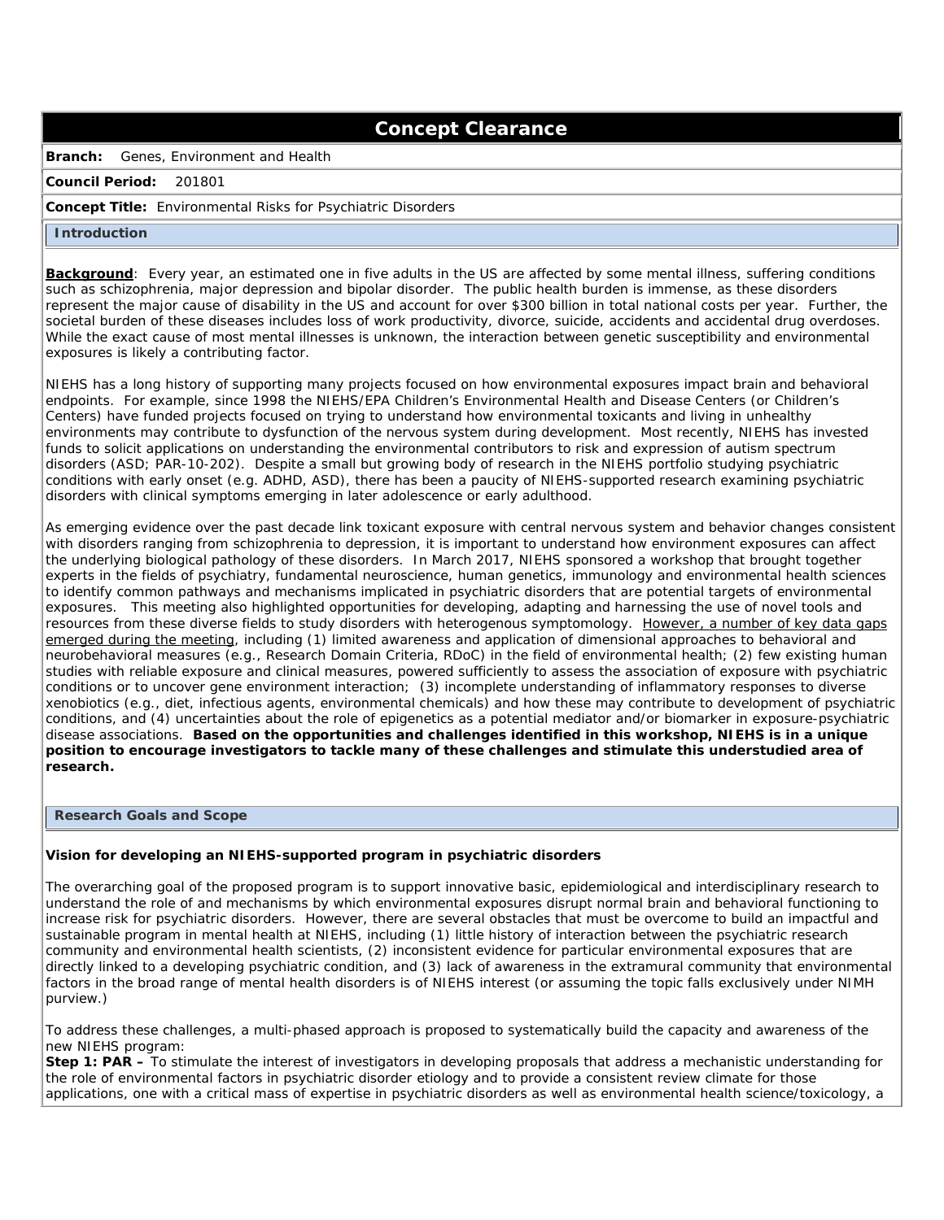# Concept Clearance

**Branch:** Genes, Environment and Health

**Council Period:** 201801

**Concept Title:** Environmental Risks for Psychiatric Disorders

## Introduction

**Background**: Every year, an estimated one in five adults in the US are affected by some mental illness, suffering conditions such as schizophrenia, major depression and bipolar disorder. The public health burden is immense, as these disorders represent the major cause of disability in the US and account for over $300 billion in total national costs per year. Further, the societal burden of these diseases includes loss of work productivity, divorce, suicide, accidents and accidental drug overdoses. While the exact cause of most mental illnesses is unknown, the interaction between genetic susceptibility and environmental exposures is likely a contributing factor.

NIEHS has a long history of supporting many projects focused on how environmental exposures impact brain and behavioral endpoints. For example, since 1998 the NIEHS/EPA Children's Environmental Health and Disease Centers (or Children's Centers) have funded projects focused on trying to understand how environmental toxicants and living in unhealthy environments may contribute to dysfunction of the nervous system during development. Most recently, NIEHS has invested funds to solicit applications on understanding the environmental contributors to risk and expression of autism spectrum disorders (ASD; PAR-10-202). Despite a small but growing body of research in the NIEHS portfolio studying psychiatric conditions with early onset (e.g. ADHD, ASD), there has been a paucity of NIEHS-supported research examining psychiatric disorders with clinical symptoms emerging in later adolescence or early adulthood.

As emerging evidence over the past decade link toxicant exposure with central nervous system and behavior changes consistent with disorders ranging from schizophrenia to depression, it is important to understand how environment exposures can affect the underlying biological pathology of these disorders. In March 2017, NIEHS sponsored a workshop that brought together experts in the fields of psychiatry, fundamental neuroscience, human genetics, immunology and environmental health sciences to identify common pathways and mechanisms implicated in psychiatric disorders that are potential targets of environmental exposures. This meeting also highlighted opportunities for developing, adapting and harnessing the use of novel tools and resources from these diverse fields to study disorders with heterogenous symptomology. However, a number of key data gaps emerged during the meeting, including (1) limited awareness and application of dimensional approaches to behavioral and neurobehavioral measures (e.g., Research Domain Criteria, RDoC) in the field of environmental health; (2) few existing human studies with reliable exposure and clinical measures, powered sufficiently to assess the association of exposure with psychiatric conditions or to uncover gene environment interaction; (3) incomplete understanding of inflammatory responses to diverse xenobiotics (e.g., diet, infectious agents, environmental chemicals) and how these may contribute to development of psychiatric conditions, and (4) uncertainties about the role of epigenetics as a potential mediator and/or biomarker in exposure-psychiatric disease associations. **Based on the opportunities and challenges identified in this workshop, NIEHS is in a unique position to encourage investigators to tackle many of these challenges and stimulate this understudied area of research.**

## Research Goals and Scope

**Vision for developing an NIEHS-supported program in psychiatric disorders**

The overarching goal of the proposed program is to support innovative basic, epidemiological and interdisciplinary research to understand the role of and mechanisms by which environmental exposures disrupt normal brain and behavioral functioning to increase risk for psychiatric disorders. However, there are several obstacles that must be overcome to build an impactful and sustainable program in mental health at NIEHS, including (1) little history of interaction between the psychiatric research community and environmental health scientists, (2) inconsistent evidence for particular environmental exposures that are directly linked to a developing psychiatric condition, and (3) lack of awareness in the extramural community that environmental factors in the broad range of mental health disorders is of NIEHS interest (or assuming the topic falls exclusively under NIMH purview.)

To address these challenges, a multi-phased approach is proposed to systematically build the capacity and awareness of the new NIEHS program:

**Step 1: PAR –** To stimulate the interest of investigators in developing proposals that address a mechanistic understanding for the role of environmental factors in psychiatric disorder etiology and to provide a consistent review climate for those applications, one with a critical mass of expertise in psychiatric disorders as well as environmental health science/toxicology, a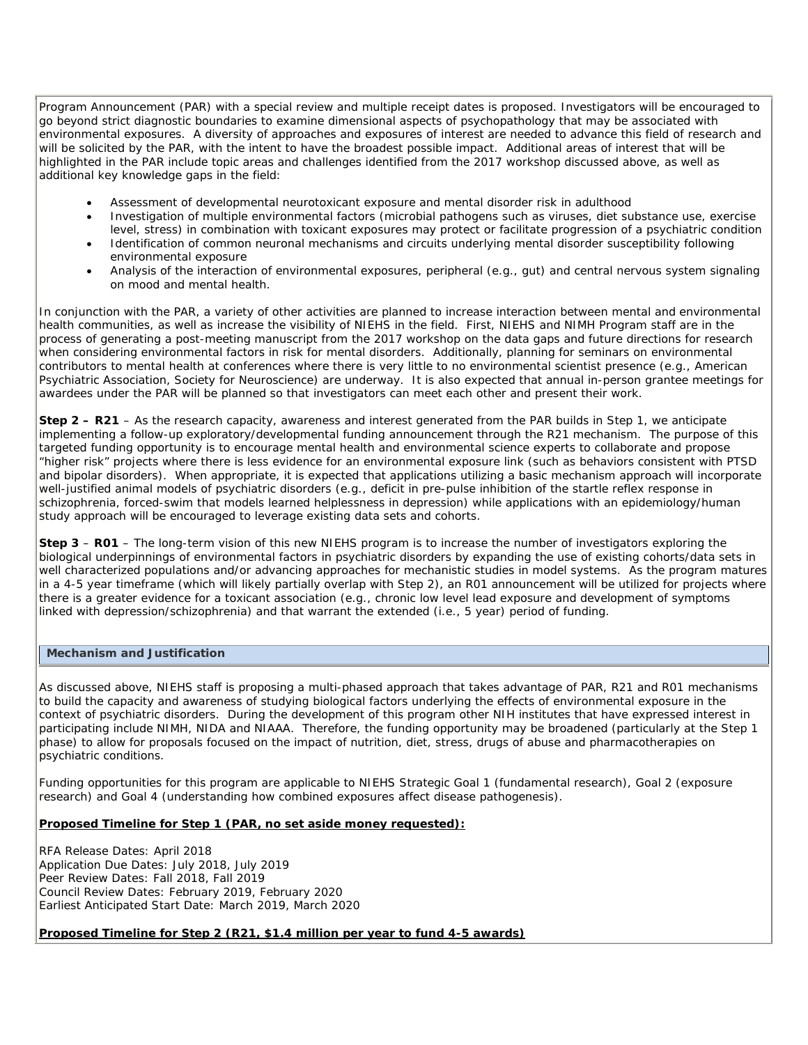Program Announcement (PAR) with a special review and multiple receipt dates is proposed. Investigators will be encouraged to go beyond strict diagnostic boundaries to examine dimensional aspects of psychopathology that may be associated with environmental exposures. A diversity of approaches and exposures of interest are needed to advance this field of research and will be solicited by the PAR, with the intent to have the broadest possible impact. Additional areas of interest that will be highlighted in the PAR include topic areas and challenges identified from the 2017 workshop discussed above, as well as additional key knowledge gaps in the field:

- Assessment of developmental neurotoxicant exposure and mental disorder risk in adulthood
- Investigation of multiple environmental factors (microbial pathogens such as viruses, diet substance use, exercise level, stress) in combination with toxicant exposures may protect or facilitate progression of a psychiatric condition
- Identification of common neuronal mechanisms and circuits underlying mental disorder susceptibility following environmental exposure
- Analysis of the interaction of environmental exposures, peripheral (e.g., gut) and central nervous system signaling on mood and mental health.

In conjunction with the PAR, a variety of other activities are planned to increase interaction between mental and environmental health communities, as well as increase the visibility of NIEHS in the field. First, NIEHS and NIMH Program staff are in the process of generating a post-meeting manuscript from the 2017 workshop on the data gaps and future directions for research when considering environmental factors in risk for mental disorders. Additionally, planning for seminars on environmental contributors to mental health at conferences where there is very little to no environmental scientist presence (e.g., American Psychiatric Association, Society for Neuroscience) are underway. It is also expected that annual in-person grantee meetings for awardees under the PAR will be planned so that investigators can meet each other and present their work.

**Step 2 – R21** – As the research capacity, awareness and interest generated from the PAR builds in Step 1, we anticipate implementing a follow-up exploratory/developmental funding announcement through the R21 mechanism. The purpose of this targeted funding opportunity is to encourage mental health and environmental science experts to collaborate and propose "higher risk" projects where there is less evidence for an environmental exposure link (such as behaviors consistent with PTSD and bipolar disorders). When appropriate, it is expected that applications utilizing a basic mechanism approach will incorporate well-justified animal models of psychiatric disorders (e.g., deficit in pre-pulse inhibition of the startle reflex response in schizophrenia, forced-swim that models learned helplessness in depression) while applications with an epidemiology/human study approach will be encouraged to leverage existing data sets and cohorts.

**Step 3** – **R01** – The long-term vision of this new NIEHS program is to increase the number of investigators exploring the biological underpinnings of environmental factors in psychiatric disorders by expanding the use of existing cohorts/data sets in well characterized populations and/or advancing approaches for mechanistic studies in model systems. As the program matures in a 4-5 year timeframe (which will likely partially overlap with Step 2), an R01 announcement will be utilized for projects where there is a greater evidence for a toxicant association (e.g., chronic low level lead exposure and development of symptoms linked with depression/schizophrenia) and that warrant the extended (i.e., 5 year) period of funding.

## Mechanism and Justification

As discussed above, NIEHS staff is proposing a multi-phased approach that takes advantage of PAR, R21 and R01 mechanisms to build the capacity and awareness of studying biological factors underlying the effects of environmental exposure in the context of psychiatric disorders. During the development of this program other NIH institutes that have expressed interest in participating include NIMH, NIDA and NIAAA. Therefore, the funding opportunity may be broadened (particularly at the Step 1 phase) to allow for proposals focused on the impact of nutrition, diet, stress, drugs of abuse and pharmacotherapies on psychiatric conditions.

Funding opportunities for this program are applicable to NIEHS Strategic Goal 1 (fundamental research), Goal 2 (exposure research) and Goal 4 (understanding how combined exposures affect disease pathogenesis).

**Proposed Timeline for Step 1 (PAR, no set aside money requested):**

RFA Release Dates: April 2018
Application Due Dates: July 2018, July 2019
Peer Review Dates: Fall 2018, Fall 2019
Council Review Dates: February 2019, February 2020
Earliest Anticipated Start Date: March 2019, March 2020

**Proposed Timeline for Step 2 (R21, $1.4 million per year to fund 4-5 awards)**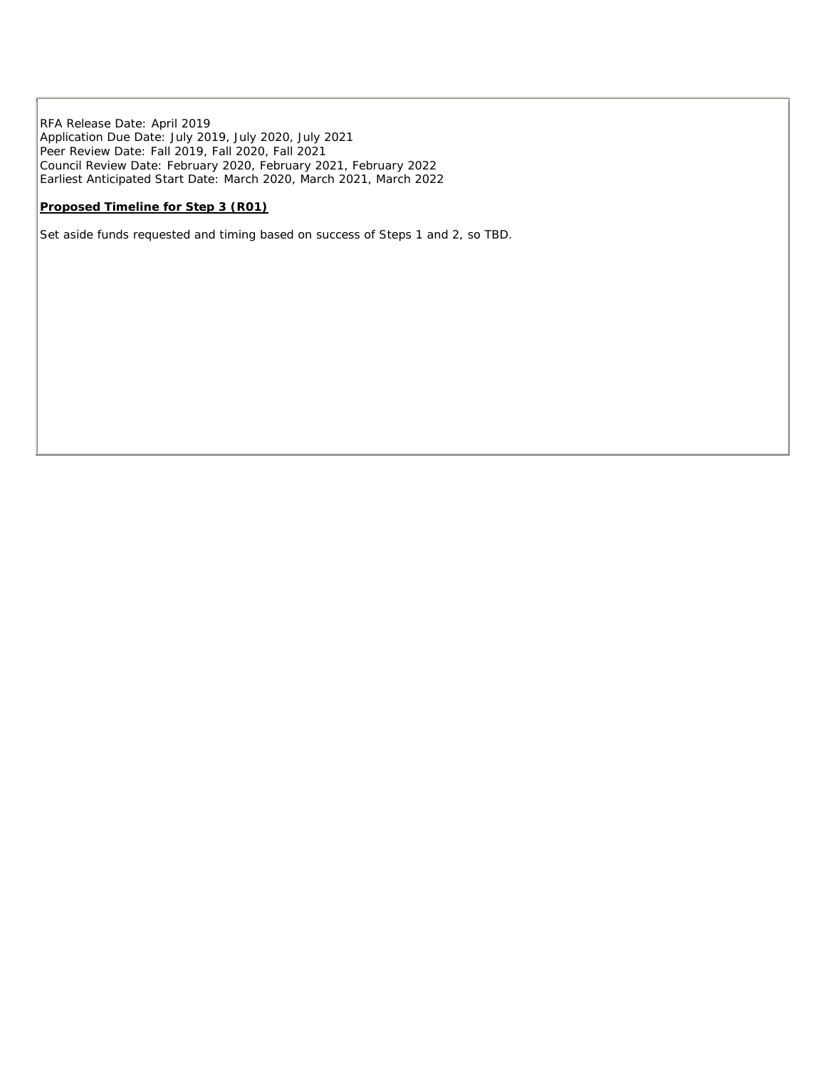RFA Release Date: April 2019
Application Due Date: July 2019, July 2020, July 2021
Peer Review Date: Fall 2019, Fall 2020, Fall 2021
Council Review Date: February 2020, February 2021, February 2022
Earliest Anticipated Start Date: March 2020, March 2021, March 2022

**Proposed Timeline for Step 3 (R01)**

Set aside funds requested and timing based on success of Steps 1 and 2, so TBD.